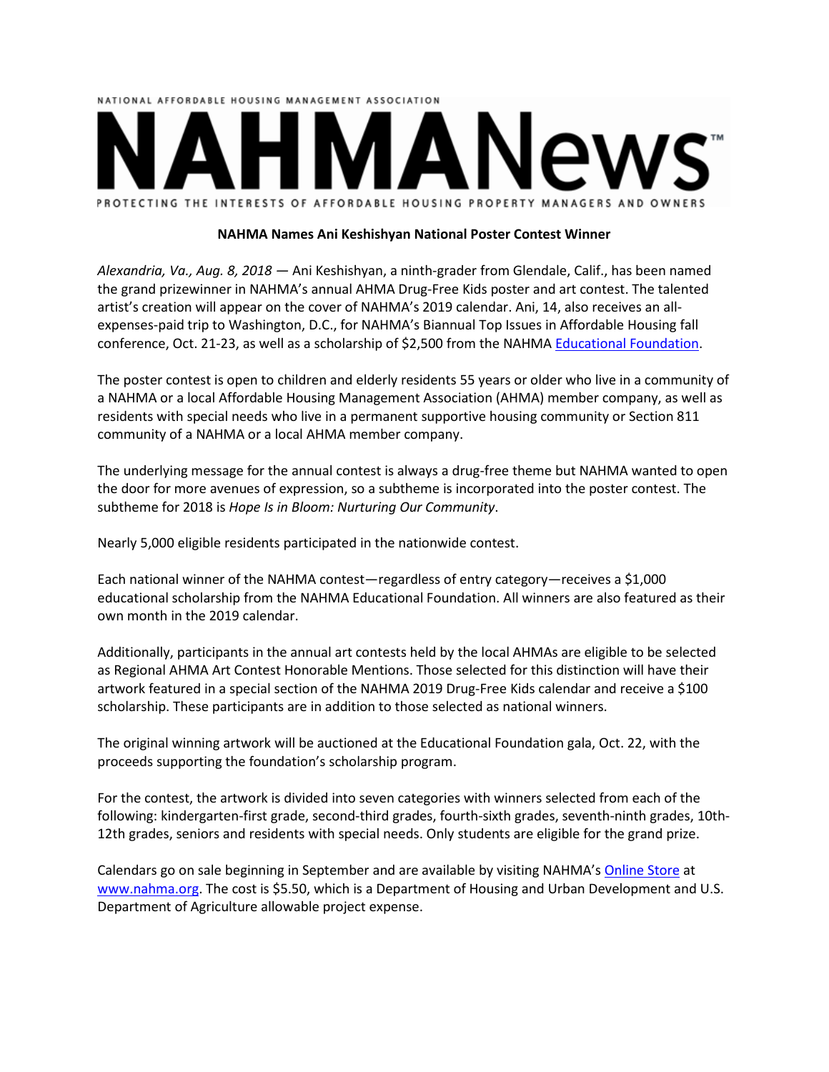NATIONAL AFFORDABLE HOUSING MANAGEMENT ASSOCIATION

# NAHMANews™

PROTECTING THE INTERESTS OF AFFORDABLE HOUSING PROPERTY MANAGERS AND OWNERS

**NAHMA Names Ani Keshishyan National Poster Contest Winner**

*Alexandria, Va., Aug. 8, 2018* — Ani Keshishyan, a ninth-grader from Glendale, Calif., has been named the grand prizewinner in NAHMA's annual AHMA Drug-Free Kids poster and art contest. The talented artist's creation will appear on the cover of NAHMA's 2019 calendar. Ani, 14, also receives an all-expenses-paid trip to Washington, D.C., for NAHMA's Biannual Top Issues in Affordable Housing fall conference, Oct. 21-23, as well as a scholarship of $2,500 from the NAHMA Educational Foundation.

The poster contest is open to children and elderly residents 55 years or older who live in a community of a NAHMA or a local Affordable Housing Management Association (AHMA) member company, as well as residents with special needs who live in a permanent supportive housing community or Section 811 community of a NAHMA or a local AHMA member company.

The underlying message for the annual contest is always a drug-free theme but NAHMA wanted to open the door for more avenues of expression, so a subtheme is incorporated into the poster contest. The subtheme for 2018 is *Hope Is in Bloom: Nurturing Our Community*.

Nearly 5,000 eligible residents participated in the nationwide contest.

Each national winner of the NAHMA contest—regardless of entry category—receives a $1,000 educational scholarship from the NAHMA Educational Foundation. All winners are also featured as their own month in the 2019 calendar.

Additionally, participants in the annual art contests held by the local AHMAs are eligible to be selected as Regional AHMA Art Contest Honorable Mentions. Those selected for this distinction will have their artwork featured in a special section of the NAHMA 2019 Drug-Free Kids calendar and receive a $100 scholarship. These participants are in addition to those selected as national winners.

The original winning artwork will be auctioned at the Educational Foundation gala, Oct. 22, with the proceeds supporting the foundation's scholarship program.

For the contest, the artwork is divided into seven categories with winners selected from each of the following: kindergarten-first grade, second-third grades, fourth-sixth grades, seventh-ninth grades, 10th-12th grades, seniors and residents with special needs. Only students are eligible for the grand prize.

Calendars go on sale beginning in September and are available by visiting NAHMA's Online Store at www.nahma.org. The cost is $5.50, which is a Department of Housing and Urban Development and U.S. Department of Agriculture allowable project expense.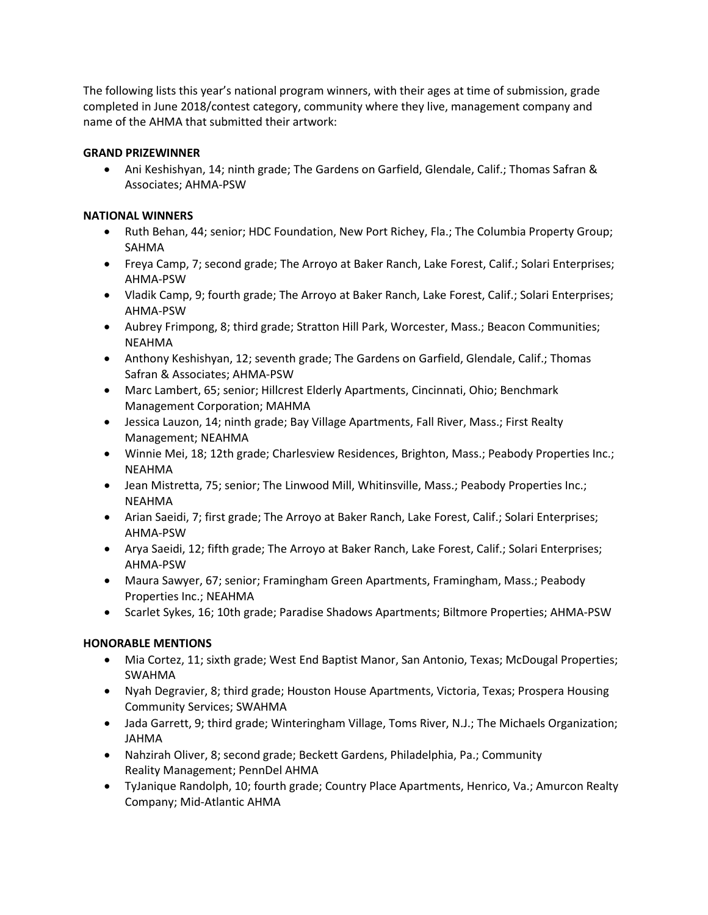The following lists this year's national program winners, with their ages at time of submission, grade completed in June 2018/contest category, community where they live, management company and name of the AHMA that submitted their artwork:

**GRAND PRIZEWINNER**

- Ani Keshishyan, 14; ninth grade; The Gardens on Garfield, Glendale, Calif.; Thomas Safran & Associates; AHMA-PSW

**NATIONAL WINNERS**

- Ruth Behan, 44; senior; HDC Foundation, New Port Richey, Fla.; The Columbia Property Group; SAHMA
- Freya Camp, 7; second grade; The Arroyo at Baker Ranch, Lake Forest, Calif.; Solari Enterprises; AHMA-PSW
- Vladik Camp, 9; fourth grade; The Arroyo at Baker Ranch, Lake Forest, Calif.; Solari Enterprises; AHMA-PSW
- Aubrey Frimpong, 8; third grade; Stratton Hill Park, Worcester, Mass.; Beacon Communities; NEAHMA
- Anthony Keshishyan, 12; seventh grade; The Gardens on Garfield, Glendale, Calif.; Thomas Safran & Associates; AHMA-PSW
- Marc Lambert, 65; senior; Hillcrest Elderly Apartments, Cincinnati, Ohio; Benchmark Management Corporation; MAHMA
- Jessica Lauzon, 14; ninth grade; Bay Village Apartments, Fall River, Mass.; First Realty Management; NEAHMA
- Winnie Mei, 18; 12th grade; Charlesview Residences, Brighton, Mass.; Peabody Properties Inc.; NEAHMA
- Jean Mistretta, 75; senior; The Linwood Mill, Whitinsville, Mass.; Peabody Properties Inc.; NEAHMA
- Arian Saeidi, 7; first grade; The Arroyo at Baker Ranch, Lake Forest, Calif.; Solari Enterprises; AHMA-PSW
- Arya Saeidi, 12; fifth grade; The Arroyo at Baker Ranch, Lake Forest, Calif.; Solari Enterprises; AHMA-PSW
- Maura Sawyer, 67; senior; Framingham Green Apartments, Framingham, Mass.; Peabody Properties Inc.; NEAHMA
- Scarlet Sykes, 16; 10th grade; Paradise Shadows Apartments; Biltmore Properties; AHMA-PSW

**HONORABLE MENTIONS**

- Mia Cortez, 11; sixth grade; West End Baptist Manor, San Antonio, Texas; McDougal Properties; SWAHMA
- Nyah Degravier, 8; third grade; Houston House Apartments, Victoria, Texas; Prospera Housing Community Services; SWAHMA
- Jada Garrett, 9; third grade; Winteringham Village, Toms River, N.J.; The Michaels Organization; JAHMA
- Nahzirah Oliver, 8; second grade; Beckett Gardens, Philadelphia, Pa.; Community Reality Management; PennDel AHMA
- TyJanique Randolph, 10; fourth grade; Country Place Apartments, Henrico, Va.; Amurcon Realty Company; Mid-Atlantic AHMA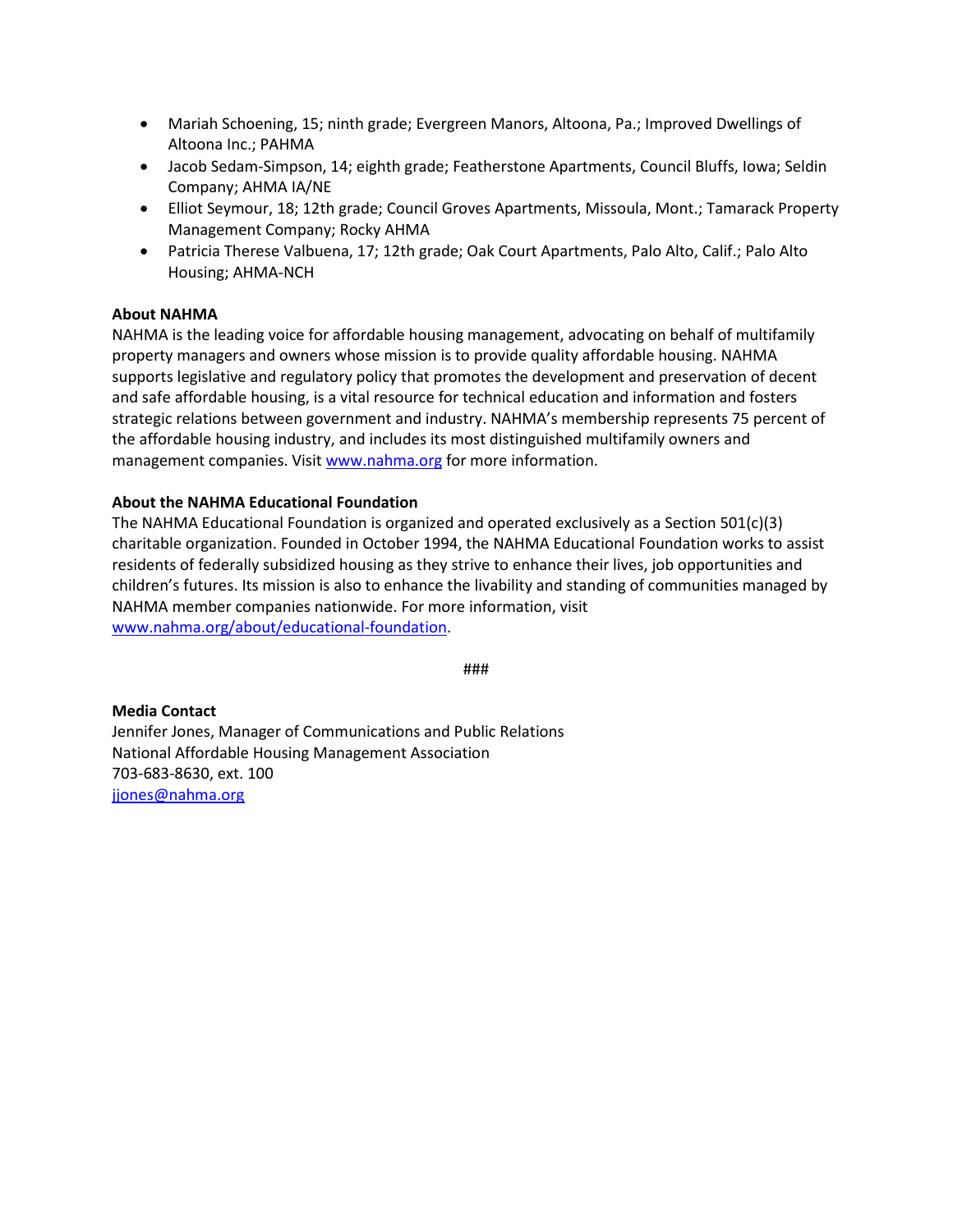- Mariah Schoening, 15; ninth grade; Evergreen Manors, Altoona, Pa.; Improved Dwellings of Altoona Inc.; PAHMA
- Jacob Sedam-Simpson, 14; eighth grade; Featherstone Apartments, Council Bluffs, Iowa; Seldin Company; AHMA IA/NE
- Elliot Seymour, 18; 12th grade; Council Groves Apartments, Missoula, Mont.; Tamarack Property Management Company; Rocky AHMA
- Patricia Therese Valbuena, 17; 12th grade; Oak Court Apartments, Palo Alto, Calif.; Palo Alto Housing; AHMA-NCH

**About NAHMA**
NAHMA is the leading voice for affordable housing management, advocating on behalf of multifamily property managers and owners whose mission is to provide quality affordable housing. NAHMA supports legislative and regulatory policy that promotes the development and preservation of decent and safe affordable housing, is a vital resource for technical education and information and fosters strategic relations between government and industry. NAHMA's membership represents 75 percent of the affordable housing industry, and includes its most distinguished multifamily owners and management companies. Visit www.nahma.org for more information.

**About the NAHMA Educational Foundation**
The NAHMA Educational Foundation is organized and operated exclusively as a Section 501(c)(3) charitable organization. Founded in October 1994, the NAHMA Educational Foundation works to assist residents of federally subsidized housing as they strive to enhance their lives, job opportunities and children's futures. Its mission is also to enhance the livability and standing of communities managed by NAHMA member companies nationwide. For more information, visit www.nahma.org/about/educational-foundation.

###

**Media Contact**
Jennifer Jones, Manager of Communications and Public Relations
National Affordable Housing Management Association
703-683-8630, ext. 100
jjones@nahma.org